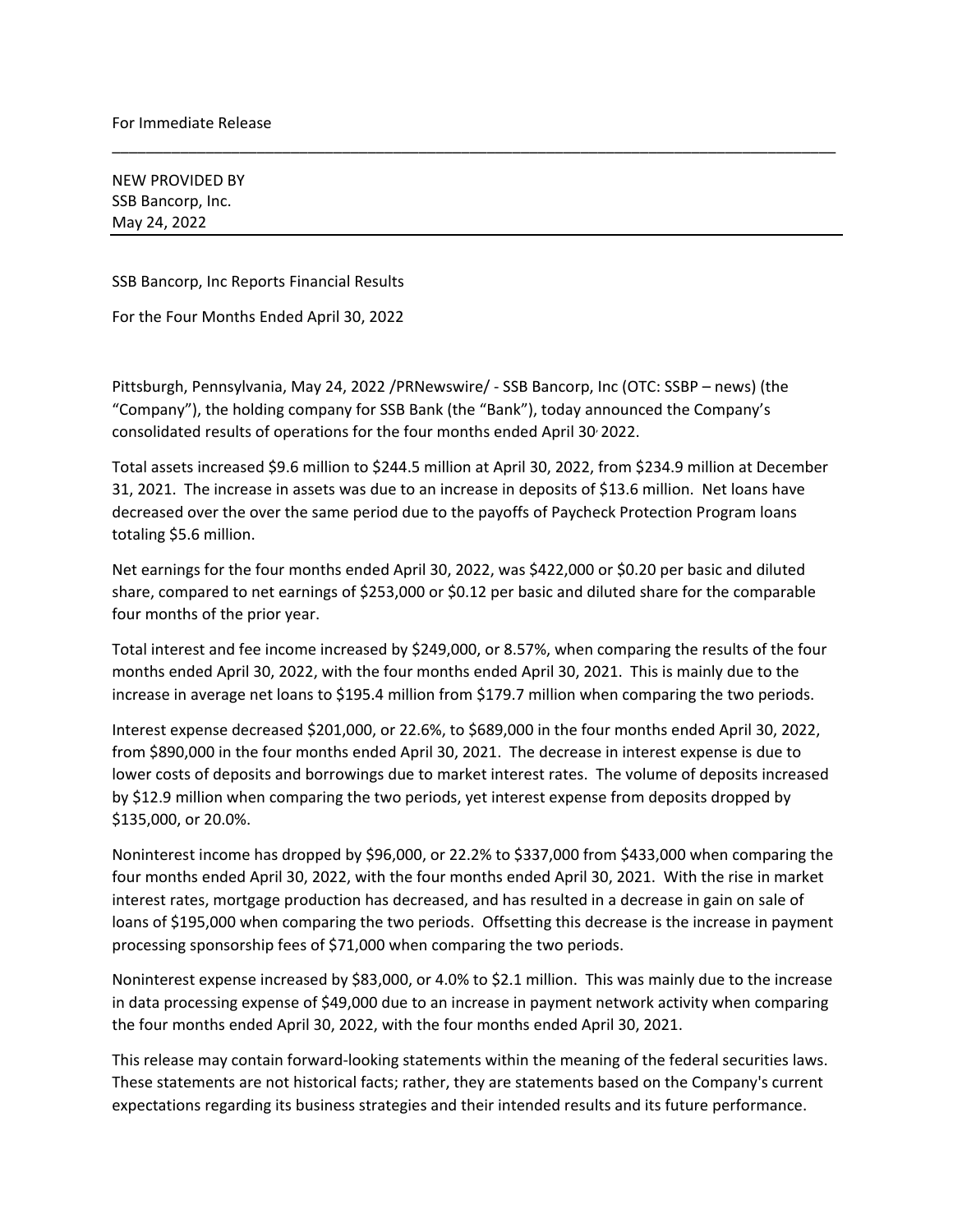For Immediate Release

---

NEW PROVIDED BY
SSB Bancorp, Inc.
May 24, 2022

---

SSB Bancorp, Inc Reports Financial Results

For the Four Months Ended April 30, 2022

Pittsburgh, Pennsylvania, May 24, 2022 /PRNewswire/ - SSB Bancorp, Inc (OTC: SSBP – news) (the "Company"), the holding company for SSB Bank (the "Bank"), today announced the Company's consolidated results of operations for the four months ended April 30, 2022.

Total assets increased $9.6 million to $244.5 million at April 30, 2022, from $234.9 million at December 31, 2021. The increase in assets was due to an increase in deposits of $13.6 million. Net loans have decreased over the over the same period due to the payoffs of Paycheck Protection Program loans totaling $5.6 million.

Net earnings for the four months ended April 30, 2022, was $422,000 or $0.20 per basic and diluted share, compared to net earnings of $253,000 or $0.12 per basic and diluted share for the comparable four months of the prior year.

Total interest and fee income increased by $249,000, or 8.57%, when comparing the results of the four months ended April 30, 2022, with the four months ended April 30, 2021. This is mainly due to the increase in average net loans to $195.4 million from $179.7 million when comparing the two periods.

Interest expense decreased $201,000, or 22.6%, to $689,000 in the four months ended April 30, 2022, from $890,000 in the four months ended April 30, 2021. The decrease in interest expense is due to lower costs of deposits and borrowings due to market interest rates. The volume of deposits increased by $12.9 million when comparing the two periods, yet interest expense from deposits dropped by $135,000, or 20.0%.

Noninterest income has dropped by $96,000, or 22.2% to $337,000 from $433,000 when comparing the four months ended April 30, 2022, with the four months ended April 30, 2021. With the rise in market interest rates, mortgage production has decreased, and has resulted in a decrease in gain on sale of loans of $195,000 when comparing the two periods. Offsetting this decrease is the increase in payment processing sponsorship fees of $71,000 when comparing the two periods.

Noninterest expense increased by $83,000, or 4.0% to $2.1 million. This was mainly due to the increase in data processing expense of $49,000 due to an increase in payment network activity when comparing the four months ended April 30, 2022, with the four months ended April 30, 2021.

This release may contain forward-looking statements within the meaning of the federal securities laws. These statements are not historical facts; rather, they are statements based on the Company's current expectations regarding its business strategies and their intended results and its future performance.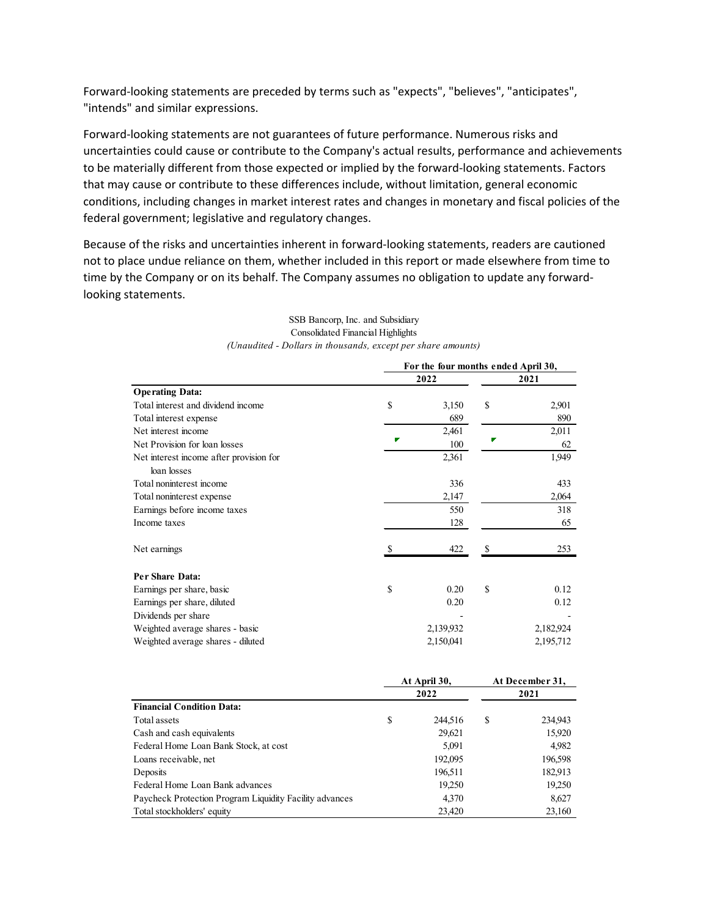Forward-looking statements are preceded by terms such as "expects", "believes", "anticipates", "intends" and similar expressions.

Forward-looking statements are not guarantees of future performance. Numerous risks and uncertainties could cause or contribute to the Company's actual results, performance and achievements to be materially different from those expected or implied by the forward-looking statements. Factors that may cause or contribute to these differences include, without limitation, general economic conditions, including changes in market interest rates and changes in monetary and fiscal policies of the federal government; legislative and regulatory changes.

Because of the risks and uncertainties inherent in forward-looking statements, readers are cautioned not to place undue reliance on them, whether included in this report or made elsewhere from time to time by the Company or on its behalf. The Company assumes no obligation to update any forward-looking statements.

SSB Bancorp, Inc. and Subsidiary
Consolidated Financial Highlights
*(Unaudited - Dollars in thousands, except per share amounts)*

| | For the four months ended April 30, | |
|---|---|---|
| | 2022 | 2021 |
| **Operating Data:** | | |
| Total interest and dividend income | $ 3,150 | $ 2,901 |
| Total interest expense | 689 | 890 |
| Net interest income | 2,461 | 2,011 |
| Net Provision for loan losses | 100 | 62 |
| Net interest income after provision for loan losses | 2,361 | 1,949 |
| Total noninterest income | 336 | 433 |
| Total noninterest expense | 2,147 | 2,064 |
| Earnings before income taxes | 550 | 318 |
| Income taxes | 128 | 65 |
| Net earnings | $ 422 | $ 253 |
| **Per Share Data:** | | |
| Earnings per share, basic | $ 0.20 | $ 0.12 |
| Earnings per share, diluted | 0.20 | 0.12 |
| Dividends per share | - | - |
| Weighted average shares - basic | 2,139,932 | 2,182,924 |
| Weighted average shares - diluted | 2,150,041 | 2,195,712 |

| | At April 30, | At December 31, |
|---|---|---|
| | 2022 | 2021 |
| **Financial Condition Data:** | | |
| Total assets | $ 244,516 | $ 234,943 |
| Cash and cash equivalents | 29,621 | 15,920 |
| Federal Home Loan Bank Stock, at cost | 5,091 | 4,982 |
| Loans receivable, net | 192,095 | 196,598 |
| Deposits | 196,511 | 182,913 |
| Federal Home Loan Bank advances | 19,250 | 19,250 |
| Paycheck Protection Program Liquidity Facility advances | 4,370 | 8,627 |
| Total stockholders' equity | 23,420 | 23,160 |